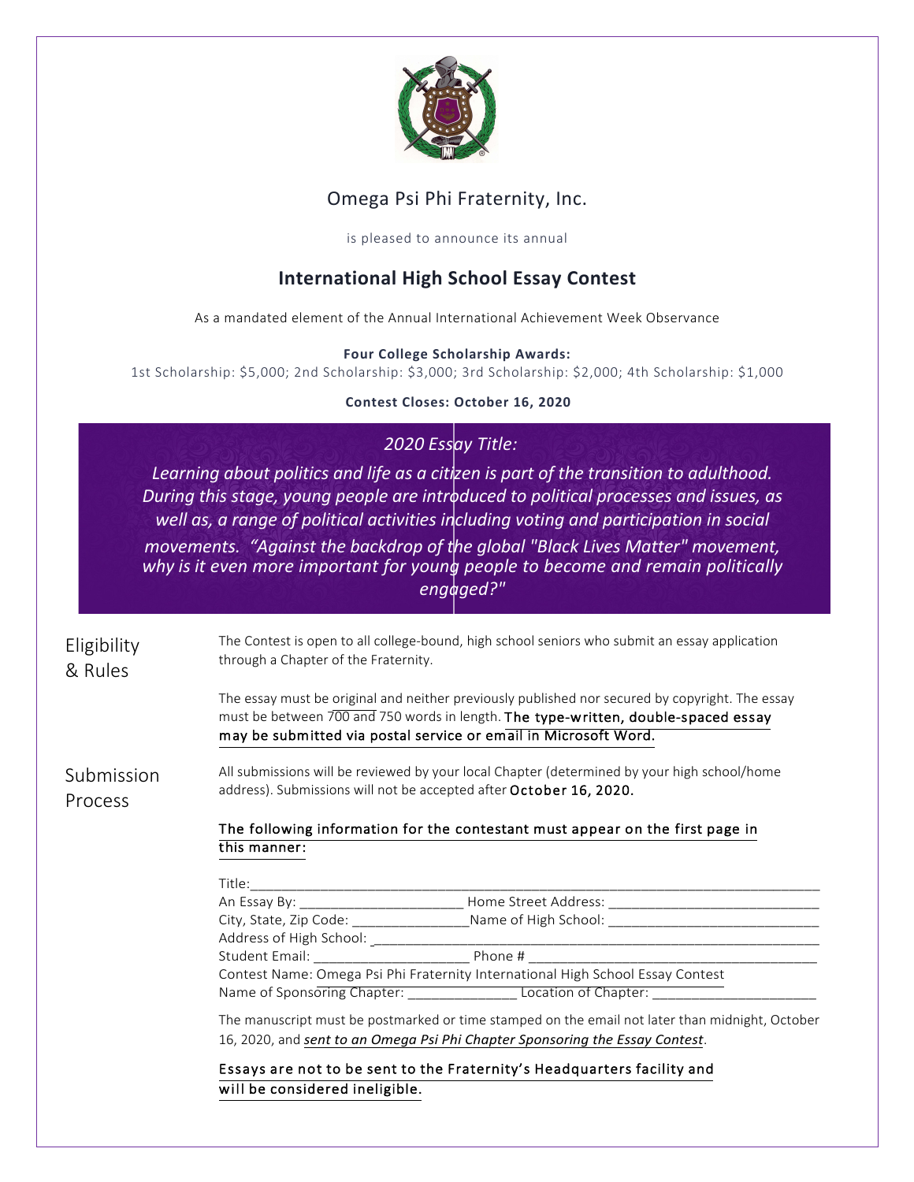Omega Psi Phi Fraternity, Inc.

is pleased to announce its annual

# International High School Essay Contest

As a mandated element of the Annual International Achievement Week Observance

**Four College Scholarship Awards:**

1st Scholarship: $5,000; 2nd Scholarship: $3,000; 3rd Scholarship: $2,000; 4th Scholarship: $1,000

**Contest Closes: October 16, 2020**

*2020 Essay Title:*

*Learning about politics and life as a citizen is part of the transition to adulthood. During this stage, young people are introduced to political processes and issues, as well as, a range of political activities including voting and participation in social movements. "Against the backdrop of the global "Black Lives Matter" movement, why is it even more important for young people to become and remain politically engaged?"*

## Eligibility & Rules

The Contest is open to all college-bound, high school seniors who submit an essay application through a Chapter of the Fraternity.

The essay must be original and neither previously published nor secured by copyright. The essay must be between 700 and 750 words in length. The type-written, double-spaced essay may be submitted via postal service or email in Microsoft Word.

## Submission Process

All submissions will be reviewed by your local Chapter (determined by your high school/home address). Submissions will not be accepted after October 16, 2020.

The following information for the contestant must appear on the first page in this manner:

Title:\_\_\_\_\_\_\_\_\_\_\_\_\_\_\_\_\_\_\_\_\_\_\_\_\_\_\_\_\_\_\_\_\_\_\_\_\_\_\_\_\_\_\_\_\_\_\_\_\_\_\_\_\_\_\_\_\_\_\_\_\_\_\_\_\_\_\_\_\_\_\_\_\_\_\_\_\_\_  
An Essay By: \_\_\_\_\_\_\_\_\_\_\_\_\_\_\_\_\_\_\_\_\_\_ Home Street Address: \_\_\_\_\_\_\_\_\_\_\_\_\_\_\_\_\_\_\_\_\_\_\_\_\_\_\_\_  
City, State, Zip Code: \_\_\_\_\_\_\_\_\_\_\_\_\_\_\_\_ Name of High School: \_\_\_\_\_\_\_\_\_\_\_\_\_\_\_\_\_\_\_\_\_\_\_\_\_\_\_\_  
Address of High School: \_\_\_\_\_\_\_\_\_\_\_\_\_\_\_\_\_\_\_\_\_\_\_\_\_\_\_\_\_\_\_\_\_\_\_\_\_\_\_\_\_\_\_\_\_\_\_\_\_\_\_\_\_\_\_\_\_\_\_\_\_\_  
Student Email: \_\_\_\_\_\_\_\_\_\_\_\_\_\_\_\_\_\_\_\_\_ Phone # \_\_\_\_\_\_\_\_\_\_\_\_\_\_\_\_\_\_\_\_\_\_\_\_\_\_\_\_\_\_\_\_\_\_\_\_\_\_\_  
Contest Name: Omega Psi Phi Fraternity International High School Essay Contest  
Name of Sponsoring Chapter: \_\_\_\_\_\_\_\_\_\_\_\_\_\_\_ Location of Chapter: \_\_\_\_\_\_\_\_\_\_\_\_\_\_\_\_\_\_\_\_\_\_

The manuscript must be postmarked or time stamped on the email not later than midnight, October 16, 2020, and *sent to an Omega Psi Phi Chapter Sponsoring the Essay Contest*.

Essays are not to be sent to the Fraternity's Headquarters facility and will be considered ineligible.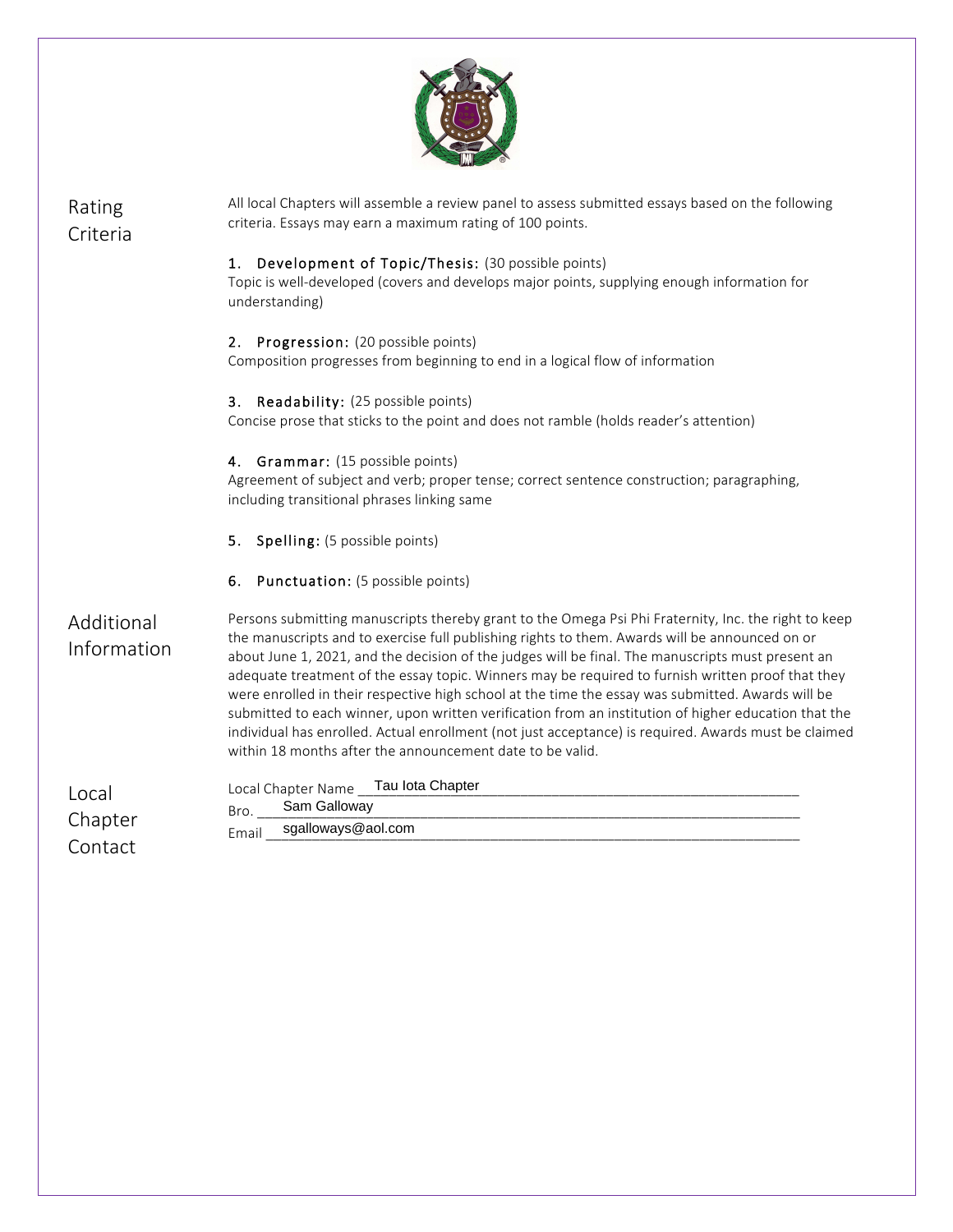## Rating Criteria

All local Chapters will assemble a review panel to assess submitted essays based on the following criteria. Essays may earn a maximum rating of 100 points.

1. **Development of Topic/Thesis:** (30 possible points)
Topic is well-developed (covers and develops major points, supplying enough information for understanding)

2. **Progression:** (20 possible points)
Composition progresses from beginning to end in a logical flow of information

3. **Readability:** (25 possible points)
Concise prose that sticks to the point and does not ramble (holds reader's attention)

4. **Grammar:** (15 possible points)
Agreement of subject and verb; proper tense; correct sentence construction; paragraphing, including transitional phrases linking same

5. **Spelling:** (5 possible points)

6. **Punctuation:** (5 possible points)

## Additional Information

Persons submitting manuscripts thereby grant to the Omega Psi Phi Fraternity, Inc. the right to keep the manuscripts and to exercise full publishing rights to them. Awards will be announced on or about June 1, 2021, and the decision of the judges will be final. The manuscripts must present an adequate treatment of the essay topic. Winners may be required to furnish written proof that they were enrolled in their respective high school at the time the essay was submitted. Awards will be submitted to each winner, upon written verification from an institution of higher education that the individual has enrolled. Actual enrollment (not just acceptance) is required. Awards must be claimed within 18 months after the announcement date to be valid.

## Local Chapter Contact

Local Chapter Name: Tau Iota Chapter

Bro. Sam Galloway

Email: sgalloways@aol.com